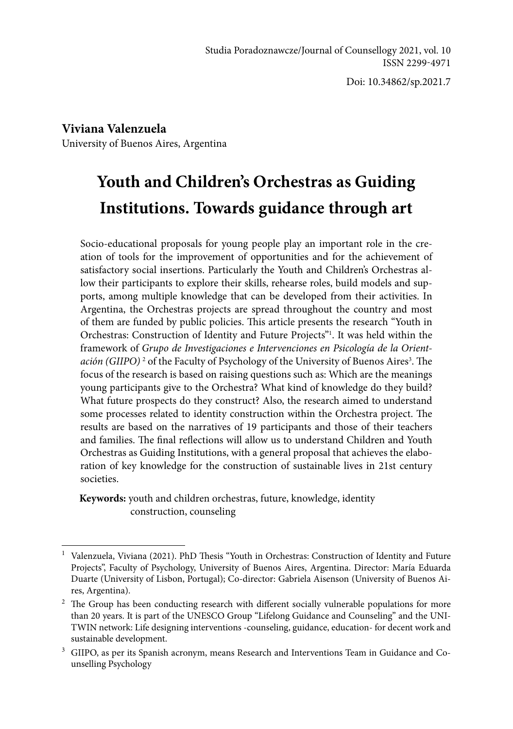Studia Poradoznawcze/Journal of Counsellogy 2021, vol. 10
ISSN 2299-4971

Doi: 10.34862/sp.2021.7

**Viviana Valenzuela**
University of Buenos Aires, Argentina

# Youth and Children's Orchestras as Guiding Institutions. Towards guidance through art

Socio-educational proposals for young people play an important role in the creation of tools for the improvement of opportunities and for the achievement of satisfactory social insertions. Particularly the Youth and Children's Orchestras allow their participants to explore their skills, rehearse roles, build models and supports, among multiple knowledge that can be developed from their activities. In Argentina, the Orchestras projects are spread throughout the country and most of them are funded by public policies. This article presents the research "Youth in Orchestras: Construction of Identity and Future Projects"[1]. It was held within the framework of *Grupo de Investigaciones e Intervenciones en Psicología de la Orientación (GIIPO)* [2] of the Faculty of Psychology of the University of Buenos Aires[3]. The focus of the research is based on raising questions such as: Which are the meanings young participants give to the Orchestra? What kind of knowledge do they build? What future prospects do they construct? Also, the research aimed to understand some processes related to identity construction within the Orchestra project. The results are based on the narratives of 19 participants and those of their teachers and families. The final reflections will allow us to understand Children and Youth Orchestras as Guiding Institutions, with a general proposal that achieves the elaboration of key knowledge for the construction of sustainable lives in 21st century societies.

**Keywords:** youth and children orchestras, future, knowledge, identity construction, counseling

---

[1] Valenzuela, Viviana (2021). PhD Thesis "Youth in Orchestras: Construction of Identity and Future Projects", Faculty of Psychology, University of Buenos Aires, Argentina. Director: María Eduarda Duarte (University of Lisbon, Portugal); Co-director: Gabriela Aisenson (University of Buenos Aires, Argentina).

[2] The Group has been conducting research with different socially vulnerable populations for more than 20 years. It is part of the UNESCO Group "Lifelong Guidance and Counseling" and the UNITWIN network: Life designing interventions -counseling, guidance, education- for decent work and sustainable development.

[3] GIIPO, as per its Spanish acronym, means Research and Interventions Team in Guidance and Counselling Psychology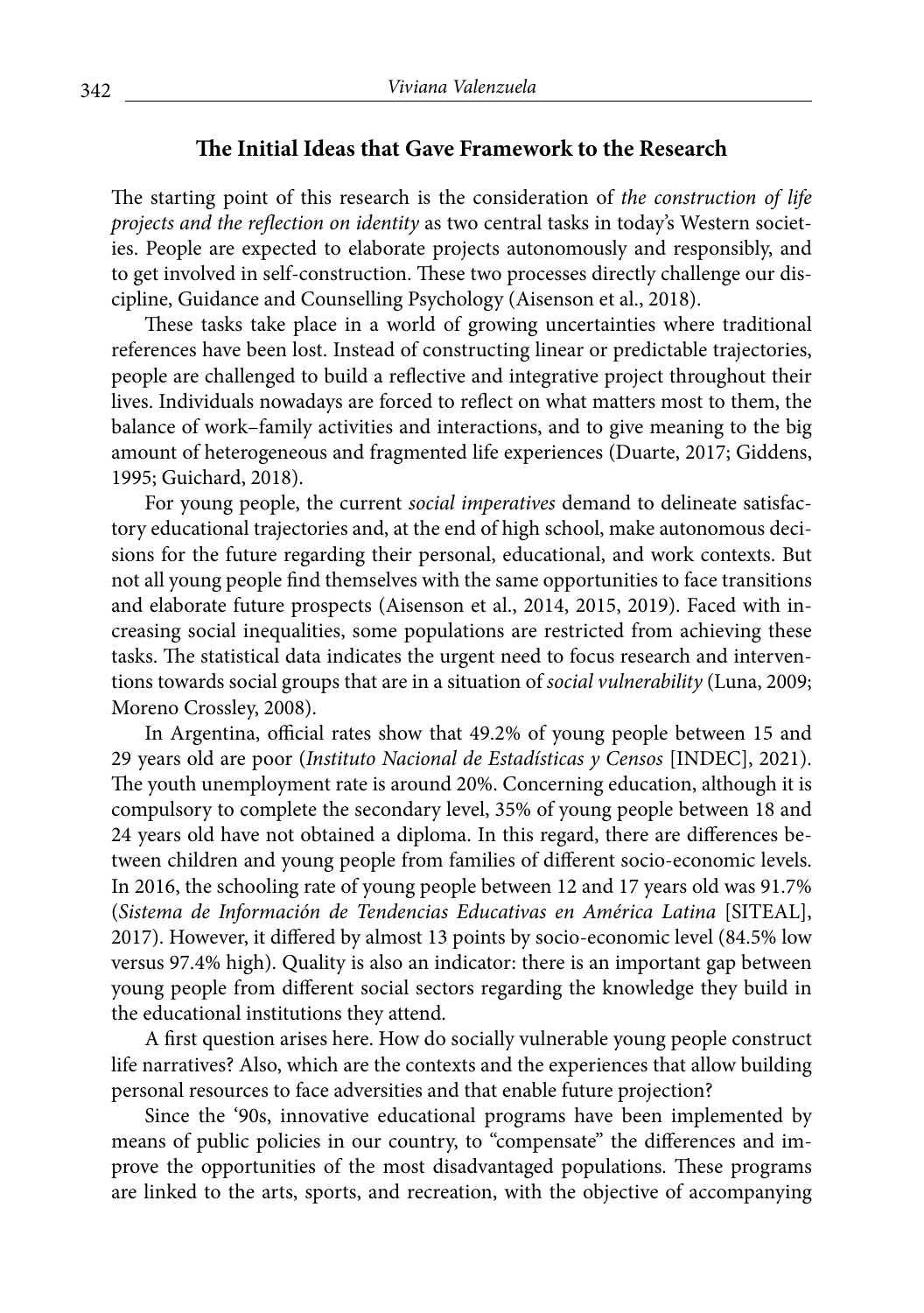## The Initial Ideas that Gave Framework to the Research

The starting point of this research is the consideration of *the construction of life projects and the reflection on identity* as two central tasks in today's Western societies. People are expected to elaborate projects autonomously and responsibly, and to get involved in self-construction. These two processes directly challenge our discipline, Guidance and Counselling Psychology (Aisenson et al., 2018).

These tasks take place in a world of growing uncertainties where traditional references have been lost. Instead of constructing linear or predictable trajectories, people are challenged to build a reflective and integrative project throughout their lives. Individuals nowadays are forced to reflect on what matters most to them, the balance of work–family activities and interactions, and to give meaning to the big amount of heterogeneous and fragmented life experiences (Duarte, 2017; Giddens, 1995; Guichard, 2018).

For young people, the current *social imperatives* demand to delineate satisfactory educational trajectories and, at the end of high school, make autonomous decisions for the future regarding their personal, educational, and work contexts. But not all young people find themselves with the same opportunities to face transitions and elaborate future prospects (Aisenson et al., 2014, 2015, 2019). Faced with increasing social inequalities, some populations are restricted from achieving these tasks. The statistical data indicates the urgent need to focus research and interventions towards social groups that are in a situation of *social vulnerability* (Luna, 2009; Moreno Crossley, 2008).

In Argentina, official rates show that 49.2% of young people between 15 and 29 years old are poor (*Instituto Nacional de Estadísticas y Censos* [INDEC], 2021). The youth unemployment rate is around 20%. Concerning education, although it is compulsory to complete the secondary level, 35% of young people between 18 and 24 years old have not obtained a diploma. In this regard, there are differences between children and young people from families of different socio-economic levels. In 2016, the schooling rate of young people between 12 and 17 years old was 91.7% (*Sistema de Información de Tendencias Educativas en América Latina* [SITEAL], 2017). However, it differed by almost 13 points by socio-economic level (84.5% low versus 97.4% high). Quality is also an indicator: there is an important gap between young people from different social sectors regarding the knowledge they build in the educational institutions they attend.

A first question arises here. How do socially vulnerable young people construct life narratives? Also, which are the contexts and the experiences that allow building personal resources to face adversities and that enable future projection?

Since the '90s, innovative educational programs have been implemented by means of public policies in our country, to "compensate" the differences and improve the opportunities of the most disadvantaged populations. These programs are linked to the arts, sports, and recreation, with the objective of accompanying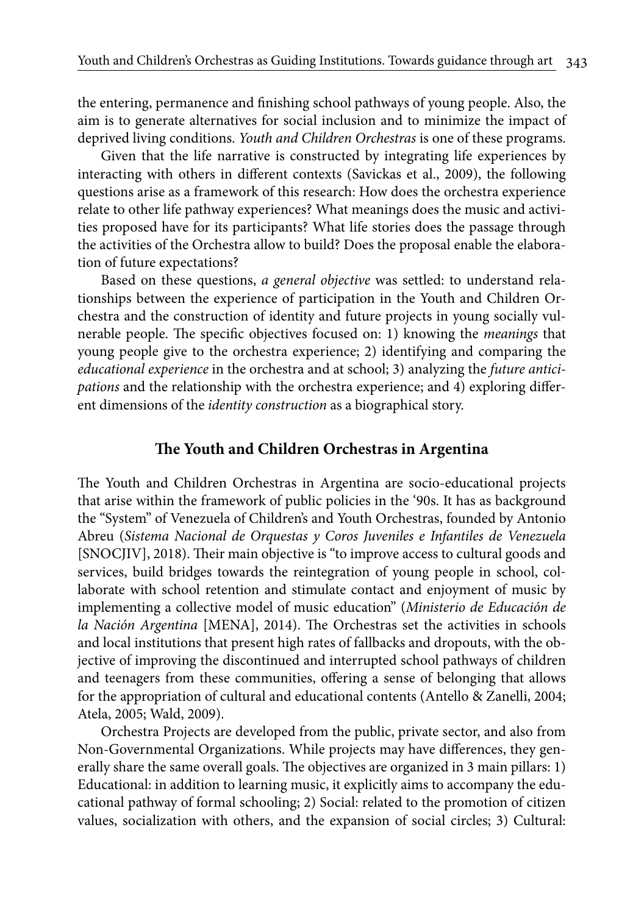the entering, permanence and finishing school pathways of young people. Also, the aim is to generate alternatives for social inclusion and to minimize the impact of deprived living conditions. *Youth and Children Orchestras* is one of these programs.

Given that the life narrative is constructed by integrating life experiences by interacting with others in different contexts (Savickas et al., 2009), the following questions arise as a framework of this research: How does the orchestra experience relate to other life pathway experiences? What meanings does the music and activities proposed have for its participants? What life stories does the passage through the activities of the Orchestra allow to build? Does the proposal enable the elaboration of future expectations?

Based on these questions, *a general objective* was settled: to understand relationships between the experience of participation in the Youth and Children Orchestra and the construction of identity and future projects in young socially vulnerable people. The specific objectives focused on: 1) knowing the *meanings* that young people give to the orchestra experience; 2) identifying and comparing the *educational experience* in the orchestra and at school; 3) analyzing the *future anticipations* and the relationship with the orchestra experience; and 4) exploring different dimensions of the *identity construction* as a biographical story.

## The Youth and Children Orchestras in Argentina

The Youth and Children Orchestras in Argentina are socio-educational projects that arise within the framework of public policies in the '90s. It has as background the "System" of Venezuela of Children's and Youth Orchestras, founded by Antonio Abreu (*Sistema Nacional de Orquestas y Coros Juveniles e Infantiles de Venezuela* [SNOCJIV], 2018). Their main objective is "to improve access to cultural goods and services, build bridges towards the reintegration of young people in school, collaborate with school retention and stimulate contact and enjoyment of music by implementing a collective model of music education" (*Ministerio de Educación de la Nación Argentina* [MENA], 2014). The Orchestras set the activities in schools and local institutions that present high rates of fallbacks and dropouts, with the objective of improving the discontinued and interrupted school pathways of children and teenagers from these communities, offering a sense of belonging that allows for the appropriation of cultural and educational contents (Antello & Zanelli, 2004; Atela, 2005; Wald, 2009).

Orchestra Projects are developed from the public, private sector, and also from Non-Governmental Organizations. While projects may have differences, they generally share the same overall goals. The objectives are organized in 3 main pillars: 1) Educational: in addition to learning music, it explicitly aims to accompany the educational pathway of formal schooling; 2) Social: related to the promotion of citizen values, socialization with others, and the expansion of social circles; 3) Cultural: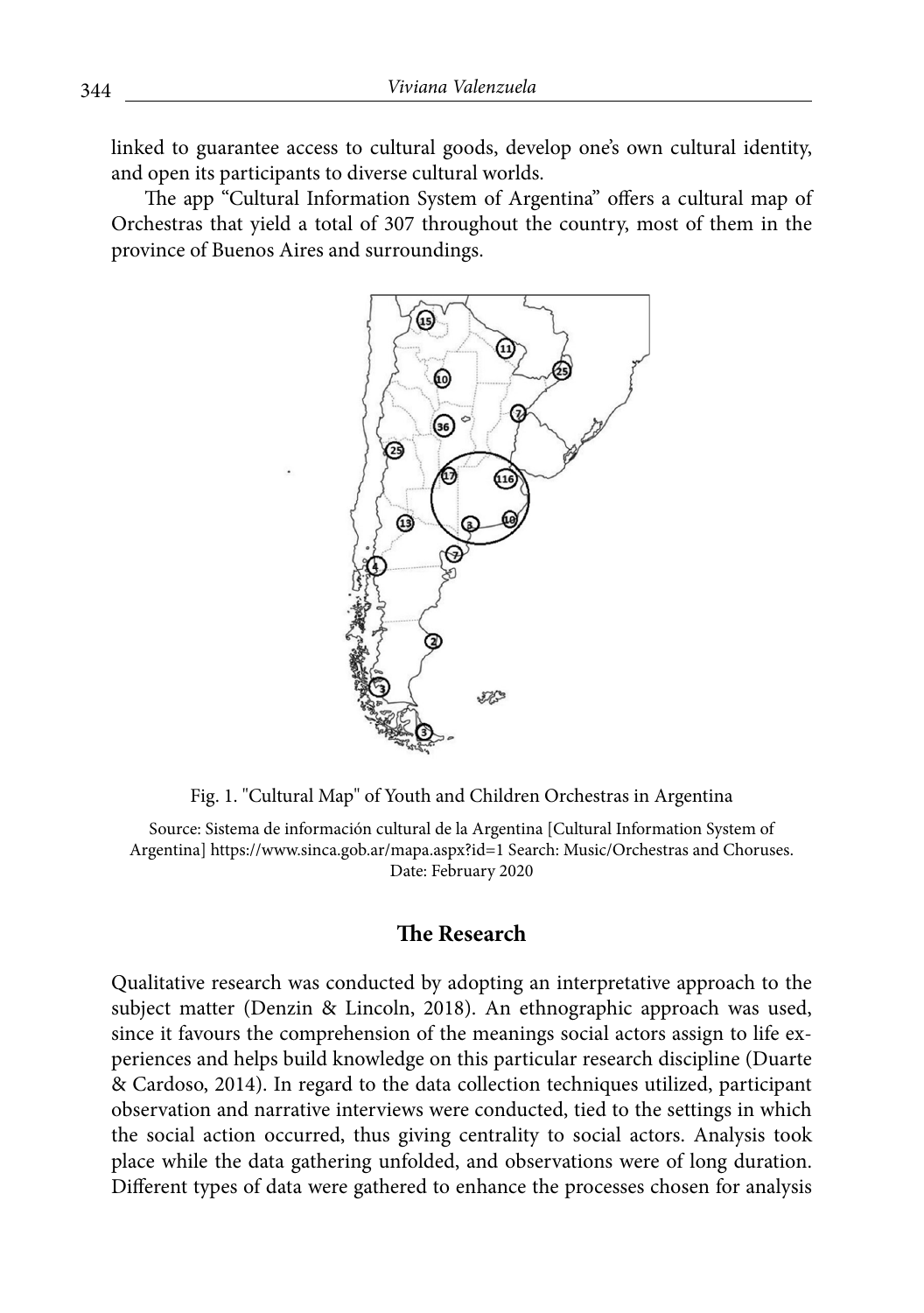linked to guarantee access to cultural goods, develop one's own cultural identity, and open its participants to diverse cultural worlds.

The app "Cultural Information System of Argentina" offers a cultural map of Orchestras that yield a total of 307 throughout the country, most of them in the province of Buenos Aires and surroundings.

Fig. 1. "Cultural Map" of Youth and Children Orchestras in Argentina

Source: Sistema de información cultural de la Argentina [Cultural Information System of Argentina] https://www.sinca.gob.ar/mapa.aspx?id=1 Search: Music/Orchestras and Choruses. Date: February 2020

## The Research

Qualitative research was conducted by adopting an interpretative approach to the subject matter (Denzin & Lincoln, 2018). An ethnographic approach was used, since it favours the comprehension of the meanings social actors assign to life experiences and helps build knowledge on this particular research discipline (Duarte & Cardoso, 2014). In regard to the data collection techniques utilized, participant observation and narrative interviews were conducted, tied to the settings in which the social action occurred, thus giving centrality to social actors. Analysis took place while the data gathering unfolded, and observations were of long duration. Different types of data were gathered to enhance the processes chosen for analysis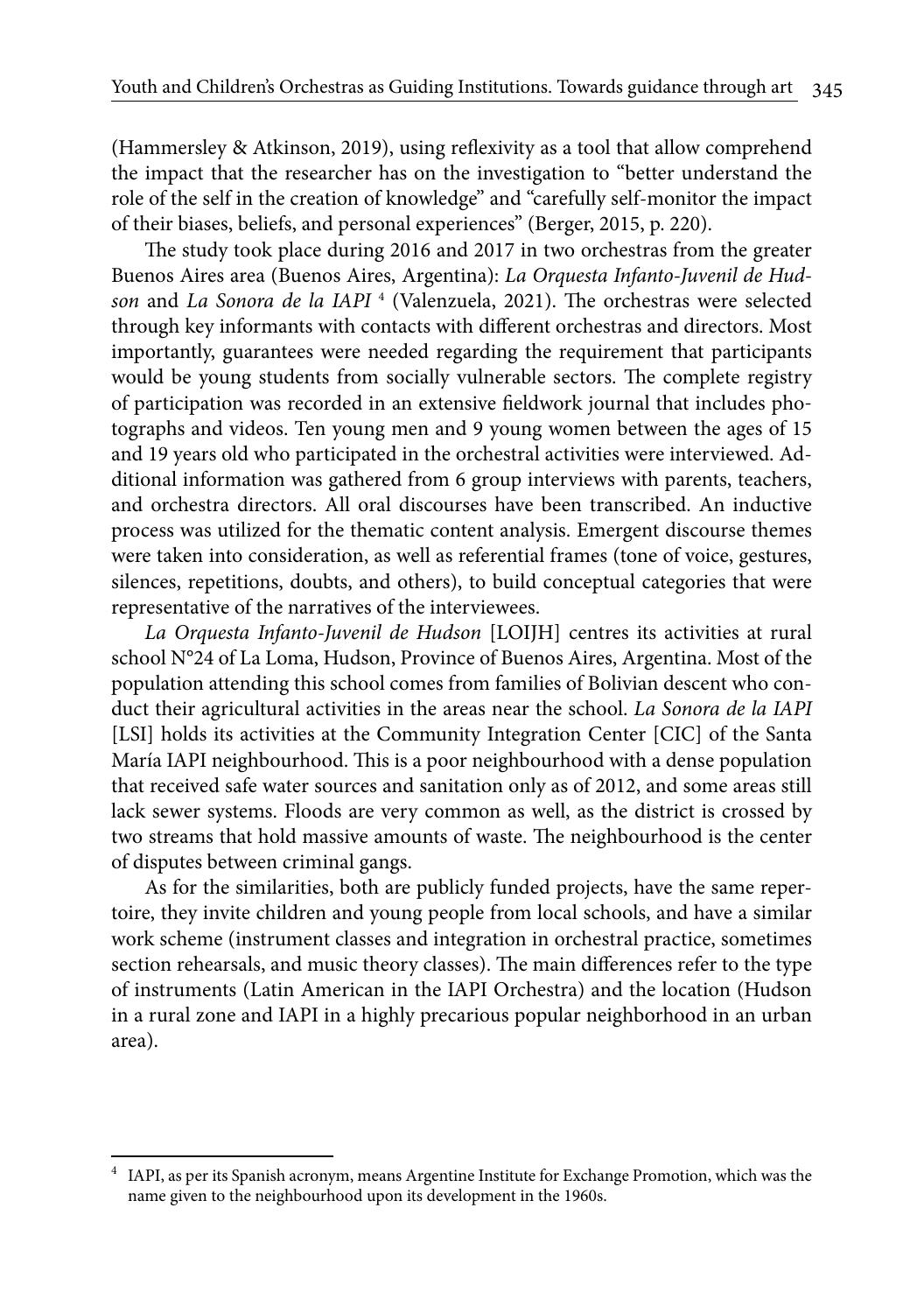(Hammersley & Atkinson, 2019), using reflexivity as a tool that allow comprehend the impact that the researcher has on the investigation to "better understand the role of the self in the creation of knowledge" and "carefully self-monitor the impact of their biases, beliefs, and personal experiences" (Berger, 2015, p. 220).

The study took place during 2016 and 2017 in two orchestras from the greater Buenos Aires area (Buenos Aires, Argentina): *La Orquesta Infanto-Juvenil de Hudson* and *La Sonora de la IAPI* [4] (Valenzuela, 2021). The orchestras were selected through key informants with contacts with different orchestras and directors. Most importantly, guarantees were needed regarding the requirement that participants would be young students from socially vulnerable sectors. The complete registry of participation was recorded in an extensive fieldwork journal that includes photographs and videos. Ten young men and 9 young women between the ages of 15 and 19 years old who participated in the orchestral activities were interviewed. Additional information was gathered from 6 group interviews with parents, teachers, and orchestra directors. All oral discourses have been transcribed. An inductive process was utilized for the thematic content analysis. Emergent discourse themes were taken into consideration, as well as referential frames (tone of voice, gestures, silences, repetitions, doubts, and others), to build conceptual categories that were representative of the narratives of the interviewees.

*La Orquesta Infanto-Juvenil de Hudson* [LOIJH] centres its activities at rural school N°24 of La Loma, Hudson, Province of Buenos Aires, Argentina. Most of the population attending this school comes from families of Bolivian descent who conduct their agricultural activities in the areas near the school. *La Sonora de la IAPI* [LSI] holds its activities at the Community Integration Center [CIC] of the Santa María IAPI neighbourhood. This is a poor neighbourhood with a dense population that received safe water sources and sanitation only as of 2012, and some areas still lack sewer systems. Floods are very common as well, as the district is crossed by two streams that hold massive amounts of waste. The neighbourhood is the center of disputes between criminal gangs.

As for the similarities, both are publicly funded projects, have the same repertoire, they invite children and young people from local schools, and have a similar work scheme (instrument classes and integration in orchestral practice, sometimes section rehearsals, and music theory classes). The main differences refer to the type of instruments (Latin American in the IAPI Orchestra) and the location (Hudson in a rural zone and IAPI in a highly precarious popular neighborhood in an urban area).

[4] IAPI, as per its Spanish acronym, means Argentine Institute for Exchange Promotion, which was the name given to the neighbourhood upon its development in the 1960s.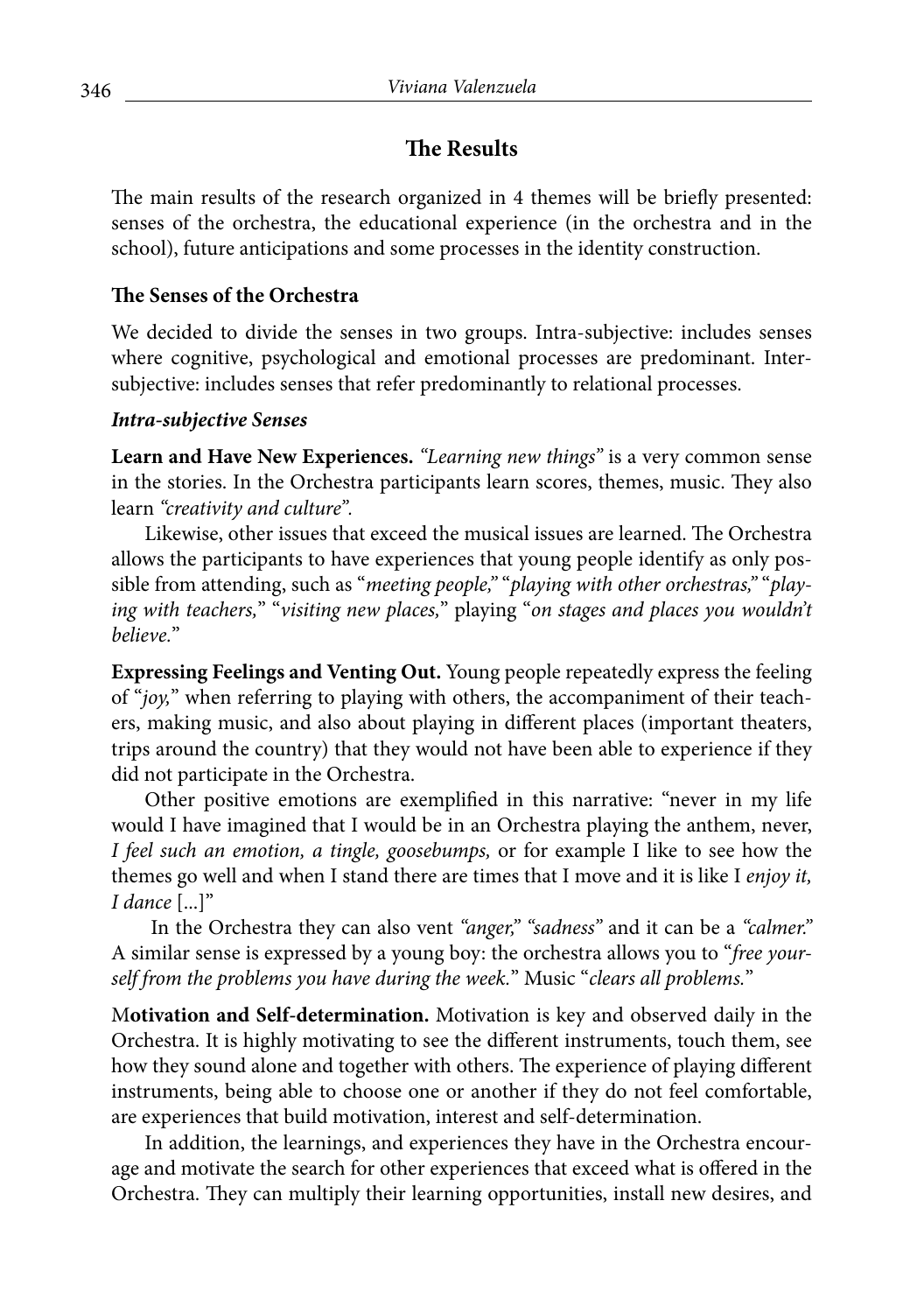## The Results

The main results of the research organized in 4 themes will be briefly presented: senses of the orchestra, the educational experience (in the orchestra and in the school), future anticipations and some processes in the identity construction.

### The Senses of the Orchestra

We decided to divide the senses in two groups. Intra-subjective: includes senses where cognitive, psychological and emotional processes are predominant. Inter-subjective: includes senses that refer predominantly to relational processes.

#### *Intra-subjective Senses*

**Learn and Have New Experiences.** *"Learning new things"* is a very common sense in the stories. In the Orchestra participants learn scores, themes, music. They also learn *"creativity and culture".*

Likewise, other issues that exceed the musical issues are learned. The Orchestra allows the participants to have experiences that young people identify as only possible from attending, such as "*meeting people,*" "*playing with other orchestras,*" "*playing with teachers,*" "*visiting new places,*" playing "*on stages and places you wouldn't believe.*"

**Expressing Feelings and Venting Out.** Young people repeatedly express the feeling of "*joy,*" when referring to playing with others, the accompaniment of their teachers, making music, and also about playing in different places (important theaters, trips around the country) that they would not have been able to experience if they did not participate in the Orchestra.

Other positive emotions are exemplified in this narrative: "never in my life would I have imagined that I would be in an Orchestra playing the anthem, never, *I feel such an emotion, a tingle, goosebumps,* or for example I like to see how the themes go well and when I stand there are times that I move and it is like I *enjoy it, I dance* [...]"

In the Orchestra they can also vent *"anger," "sadness"* and it can be a *"calmer."* A similar sense is expressed by a young boy: the orchestra allows you to "*free yourself from the problems you have during the week.*" Music "*clears all problems.*"

**Motivation and Self-determination.** Motivation is key and observed daily in the Orchestra. It is highly motivating to see the different instruments, touch them, see how they sound alone and together with others. The experience of playing different instruments, being able to choose one or another if they do not feel comfortable, are experiences that build motivation, interest and self-determination.

In addition, the learnings, and experiences they have in the Orchestra encourage and motivate the search for other experiences that exceed what is offered in the Orchestra. They can multiply their learning opportunities, install new desires, and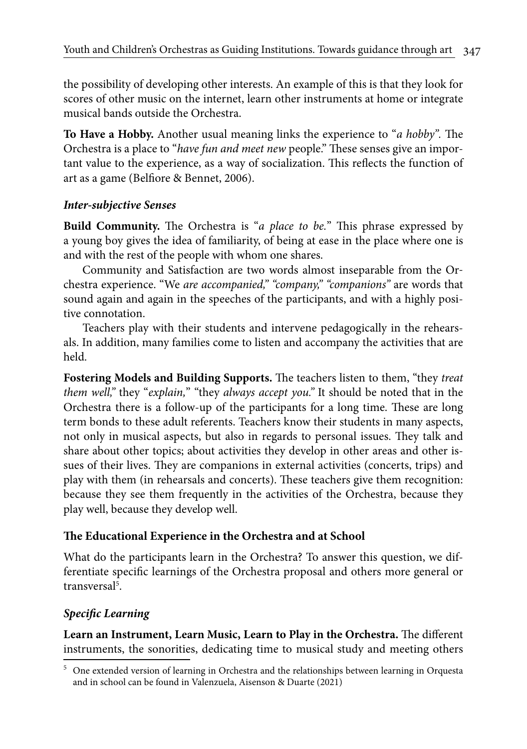the possibility of developing other interests. An example of this is that they look for scores of other music on the internet, learn other instruments at home or integrate musical bands outside the Orchestra.

**To Have a Hobby.** Another usual meaning links the experience to "*a hobby*". The Orchestra is a place to "*have fun and meet new* people." These senses give an important value to the experience, as a way of socialization. This reflects the function of art as a game (Belfiore & Bennet, 2006).

#### *Inter-subjective Senses*

**Build Community.** The Orchestra is "*a place to be.*" This phrase expressed by a young boy gives the idea of familiarity, of being at ease in the place where one is and with the rest of the people with whom one shares.

Community and Satisfaction are two words almost inseparable from the Orchestra experience. "We *are accompanied," "company," "companions"* are words that sound again and again in the speeches of the participants, and with a highly positive connotation.

Teachers play with their students and intervene pedagogically in the rehearsals. In addition, many families come to listen and accompany the activities that are held.

**Fostering Models and Building Supports.** The teachers listen to them, "they *treat them well,*" they "*explain,*" "they *always accept you.*" It should be noted that in the Orchestra there is a follow-up of the participants for a long time. These are long term bonds to these adult referents. Teachers know their students in many aspects, not only in musical aspects, but also in regards to personal issues. They talk and share about other topics; about activities they develop in other areas and other issues of their lives. They are companions in external activities (concerts, trips) and play with them (in rehearsals and concerts). These teachers give them recognition: because they see them frequently in the activities of the Orchestra, because they play well, because they develop well.

### The Educational Experience in the Orchestra and at School

What do the participants learn in the Orchestra? To answer this question, we differentiate specific learnings of the Orchestra proposal and others more general or transversal[5].

#### *Specific Learning*

**Learn an Instrument, Learn Music, Learn to Play in the Orchestra.** The different instruments, the sonorities, dedicating time to musical study and meeting others

[5] One extended version of learning in Orchestra and the relationships between learning in Orquesta and in school can be found in Valenzuela, Aisenson & Duarte (2021)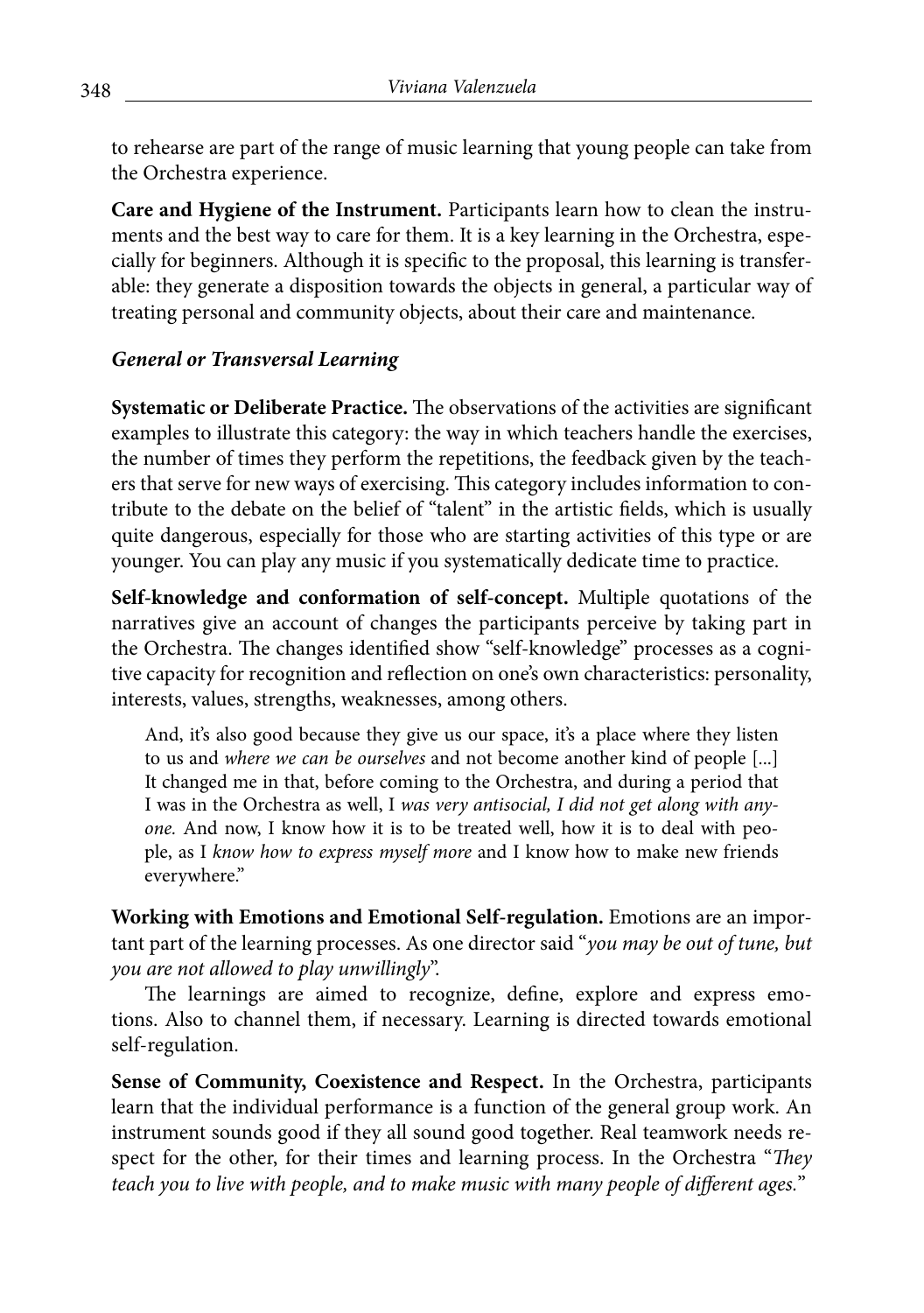to rehearse are part of the range of music learning that young people can take from the Orchestra experience.

**Care and Hygiene of the Instrument.** Participants learn how to clean the instruments and the best way to care for them. It is a key learning in the Orchestra, especially for beginners. Although it is specific to the proposal, this learning is transferable: they generate a disposition towards the objects in general, a particular way of treating personal and community objects, about their care and maintenance.

### *General or Transversal Learning*

**Systematic or Deliberate Practice.** The observations of the activities are significant examples to illustrate this category: the way in which teachers handle the exercises, the number of times they perform the repetitions, the feedback given by the teachers that serve for new ways of exercising. This category includes information to contribute to the debate on the belief of "talent" in the artistic fields, which is usually quite dangerous, especially for those who are starting activities of this type or are younger. You can play any music if you systematically dedicate time to practice.

**Self-knowledge and conformation of self-concept.** Multiple quotations of the narratives give an account of changes the participants perceive by taking part in the Orchestra. The changes identified show "self-knowledge" processes as a cognitive capacity for recognition and reflection on one's own characteristics: personality, interests, values, strengths, weaknesses, among others.

> And, it's also good because they give us our space, it's a place where they listen to us and *where we can be ourselves* and not become another kind of people [...] It changed me in that, before coming to the Orchestra, and during a period that I was in the Orchestra as well, I *was very antisocial, I did not get along with anyone.* And now, I know how it is to be treated well, how it is to deal with people, as I *know how to express myself more* and I know how to make new friends everywhere."

**Working with Emotions and Emotional Self-regulation.** Emotions are an important part of the learning processes. As one director said "*you may be out of tune, but you are not allowed to play unwillingly*".

The learnings are aimed to recognize, define, explore and express emotions. Also to channel them, if necessary. Learning is directed towards emotional self-regulation.

**Sense of Community, Coexistence and Respect.** In the Orchestra, participants learn that the individual performance is a function of the general group work. An instrument sounds good if they all sound good together. Real teamwork needs respect for the other, for their times and learning process. In the Orchestra "*They teach you to live with people, and to make music with many people of different ages.*"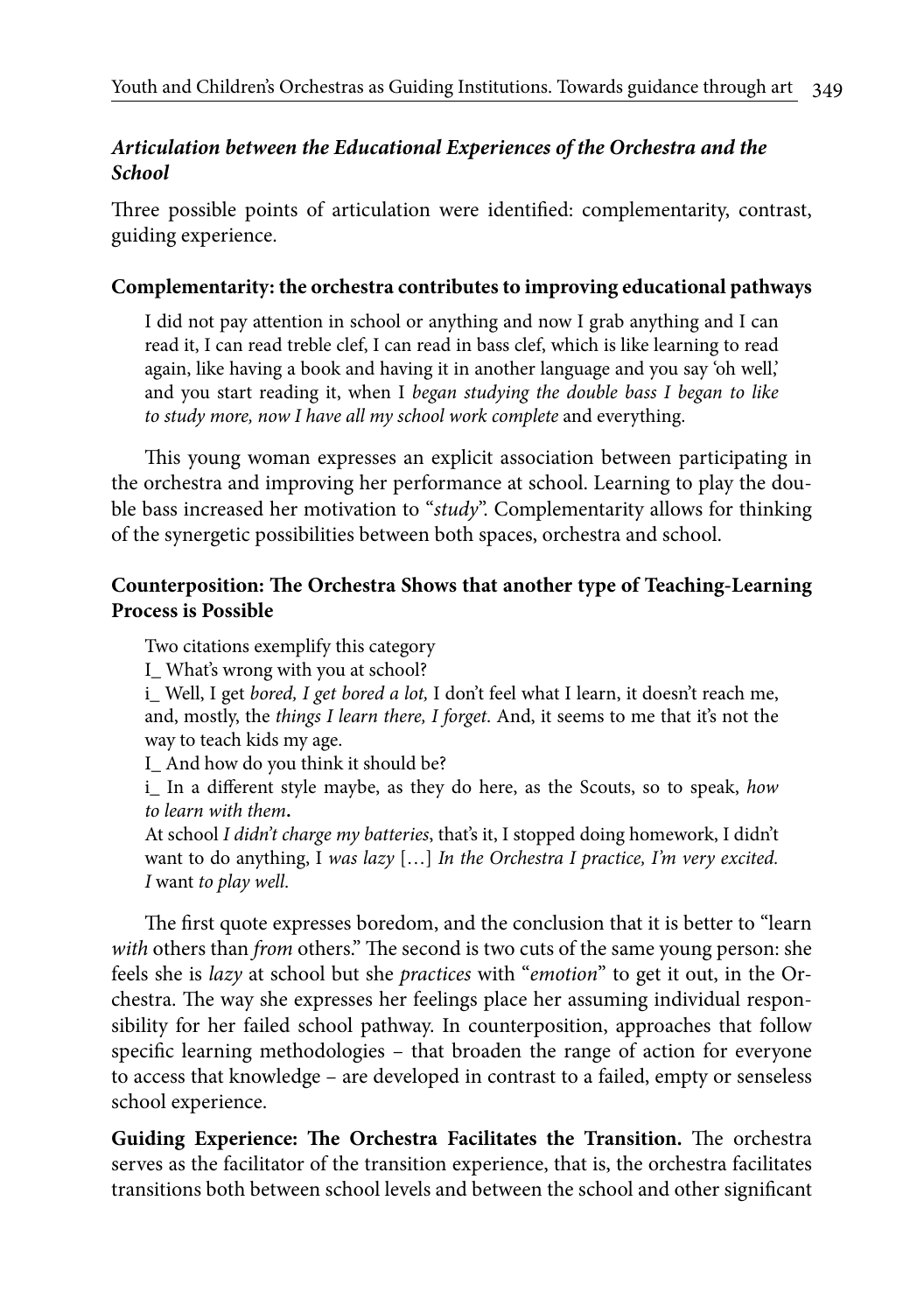### *Articulation between the Educational Experiences of the Orchestra and the School*

Three possible points of articulation were identified: complementarity, contrast, guiding experience.

#### Complementarity: the orchestra contributes to improving educational pathways

> I did not pay attention in school or anything and now I grab anything and I can read it, I can read treble clef, I can read in bass clef, which is like learning to read again, like having a book and having it in another language and you say 'oh well,' and you start reading it, when I *began studying the double bass I began to like to study more, now I have all my school work complete* and everything.

This young woman expresses an explicit association between participating in the orchestra and improving her performance at school. Learning to play the double bass increased her motivation to "*study*". Complementarity allows for thinking of the synergetic possibilities between both spaces, orchestra and school.

#### Counterposition: The Orchestra Shows that another type of Teaching-Learning Process is Possible

> Two citations exemplify this category
>
> I_ What's wrong with you at school?
>
> i_ Well, I get *bored, I get bored a lot,* I don't feel what I learn, it doesn't reach me, and, mostly, the *things I learn there, I forget*. And, it seems to me that it's not the way to teach kids my age.
>
> I_ And how do you think it should be?
>
> i_ In a different style maybe, as they do here, as the Scouts, so to speak, *how to learn with them*.
>
> At school *I didn't charge my batteries*, that's it, I stopped doing homework, I didn't want to do anything, I *was lazy* […] *In the Orchestra I practice, I'm very excited. I* want *to play well.*

The first quote expresses boredom, and the conclusion that it is better to "learn *with* others than *from* others." The second is two cuts of the same young person: she feels she is *lazy* at school but she *practices* with "*emotion*" to get it out, in the Orchestra. The way she expresses her feelings place her assuming individual responsibility for her failed school pathway. In counterposition, approaches that follow specific learning methodologies – that broaden the range of action for everyone to access that knowledge – are developed in contrast to a failed, empty or senseless school experience.

**Guiding Experience: The Orchestra Facilitates the Transition.** The orchestra serves as the facilitator of the transition experience, that is, the orchestra facilitates transitions both between school levels and between the school and other significant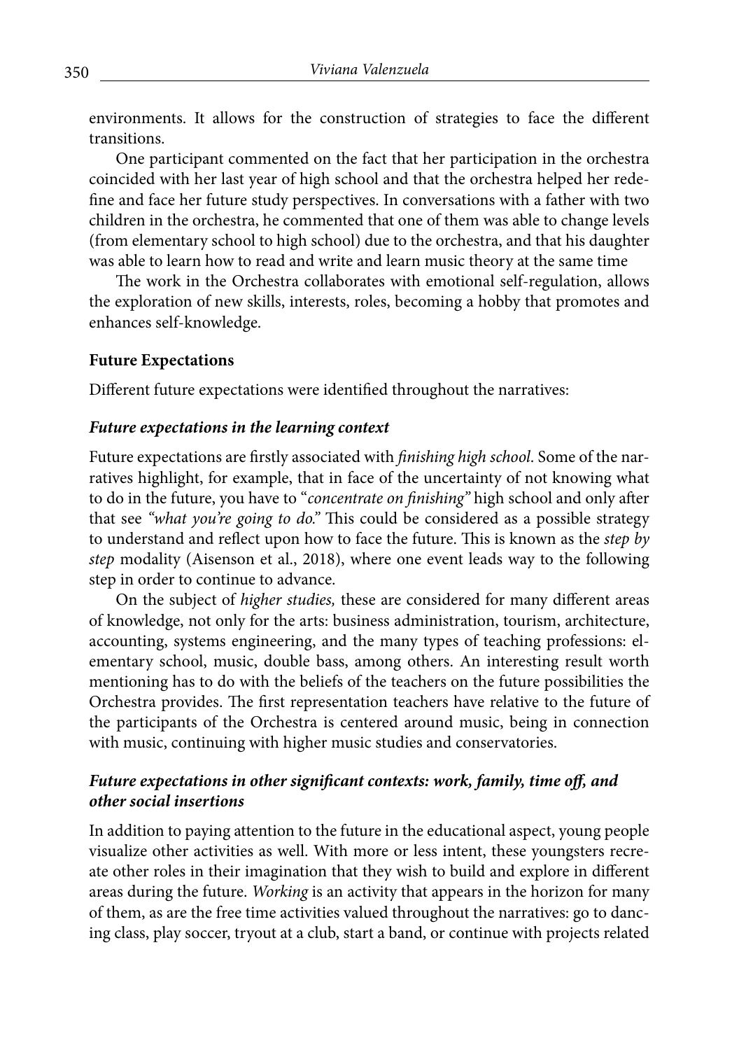environments. It allows for the construction of strategies to face the different transitions.

One participant commented on the fact that her participation in the orchestra coincided with her last year of high school and that the orchestra helped her redefine and face her future study perspectives. In conversations with a father with two children in the orchestra, he commented that one of them was able to change levels (from elementary school to high school) due to the orchestra, and that his daughter was able to learn how to read and write and learn music theory at the same time

The work in the Orchestra collaborates with emotional self-regulation, allows the exploration of new skills, interests, roles, becoming a hobby that promotes and enhances self-knowledge.

**Future Expectations**

Different future expectations were identified throughout the narratives:

***Future expectations in the learning context***

Future expectations are firstly associated with *finishing high school*. Some of the narratives highlight, for example, that in face of the uncertainty of not knowing what to do in the future, you have to "*concentrate on finishing*" high school and only after that see *"what you're going to do."* This could be considered as a possible strategy to understand and reflect upon how to face the future. This is known as the *step by step* modality (Aisenson et al., 2018), where one event leads way to the following step in order to continue to advance.

On the subject of *higher studies,* these are considered for many different areas of knowledge, not only for the arts: business administration, tourism, architecture, accounting, systems engineering, and the many types of teaching professions: elementary school, music, double bass, among others. An interesting result worth mentioning has to do with the beliefs of the teachers on the future possibilities the Orchestra provides. The first representation teachers have relative to the future of the participants of the Orchestra is centered around music, being in connection with music, continuing with higher music studies and conservatories.

***Future expectations in other significant contexts: work, family, time off, and other social insertions***

In addition to paying attention to the future in the educational aspect, young people visualize other activities as well. With more or less intent, these youngsters recreate other roles in their imagination that they wish to build and explore in different areas during the future. *Working* is an activity that appears in the horizon for many of them, as are the free time activities valued throughout the narratives: go to dancing class, play soccer, tryout at a club, start a band, or continue with projects related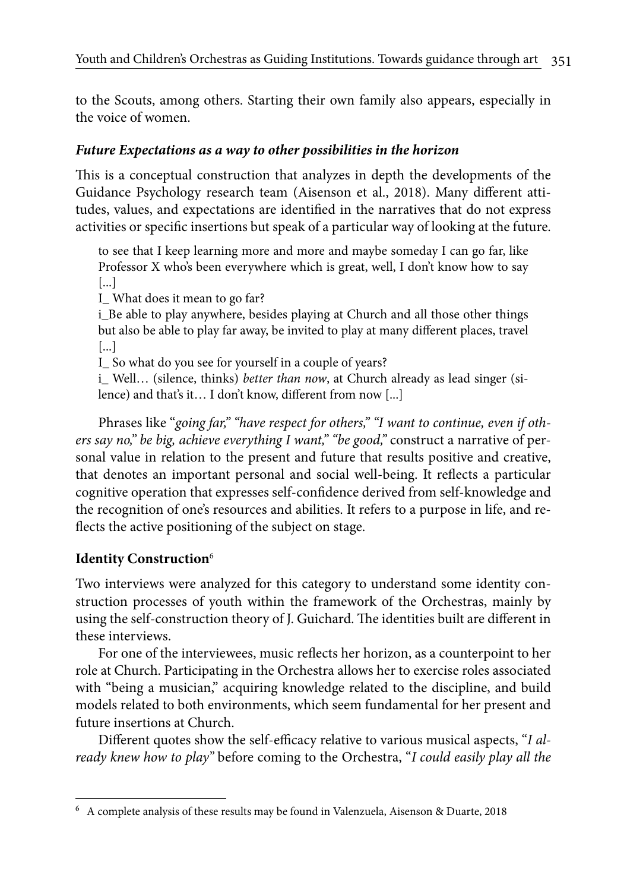to the Scouts, among others. Starting their own family also appears, especially in the voice of women.

### ***Future Expectations as a way to other possibilities in the horizon***

This is a conceptual construction that analyzes in depth the developments of the Guidance Psychology research team (Aisenson et al., 2018). Many different attitudes, values, and expectations are identified in the narratives that do not express activities or specific insertions but speak of a particular way of looking at the future.

> to see that I keep learning more and more and maybe someday I can go far, like Professor X who's been everywhere which is great, well, I don't know how to say [...]
>
> I_ What does it mean to go far?
>
> i_Be able to play anywhere, besides playing at Church and all those other things but also be able to play far away, be invited to play at many different places, travel [...]
>
> I_ So what do you see for yourself in a couple of years?
>
> i_ Well… (silence, thinks) *better than now*, at Church already as lead singer (silence) and that's it… I don't know, different from now [...]

Phrases like "*going far,*" "*have respect for others,*" "*I want to continue, even if others say no,*" *be big, achieve everything I want,*" "*be good,*" construct a narrative of personal value in relation to the present and future that results positive and creative, that denotes an important personal and social well-being. It reflects a particular cognitive operation that expresses self-confidence derived from self-knowledge and the recognition of one's resources and abilities. It refers to a purpose in life, and reflects the active positioning of the subject on stage.

### **Identity Construction**[6]

Two interviews were analyzed for this category to understand some identity construction processes of youth within the framework of the Orchestras, mainly by using the self-construction theory of J. Guichard. The identities built are different in these interviews.

For one of the interviewees, music reflects her horizon, as a counterpoint to her role at Church. Participating in the Orchestra allows her to exercise roles associated with "being a musician," acquiring knowledge related to the discipline, and build models related to both environments, which seem fundamental for her present and future insertions at Church.

Different quotes show the self-efficacy relative to various musical aspects, "*I already knew how to play*" before coming to the Orchestra, "*I could easily play all the*

---

[6] A complete analysis of these results may be found in Valenzuela, Aisenson & Duarte, 2018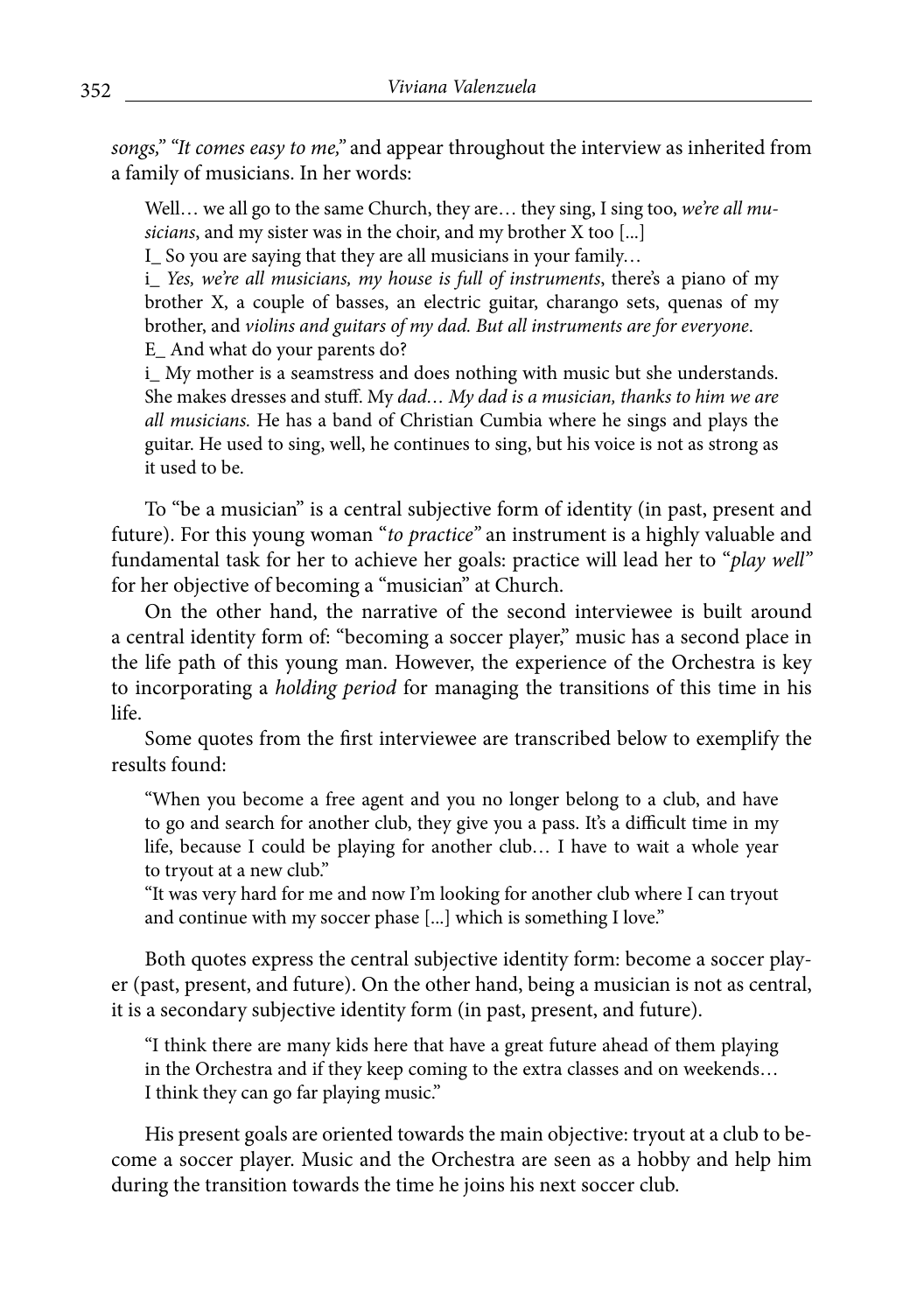*songs," "It comes easy to me,"* and appear throughout the interview as inherited from a family of musicians. In her words:

> Well… we all go to the same Church, they are… they sing, I sing too, *we're all musicians*, and my sister was in the choir, and my brother X too [...]
>
> I_ So you are saying that they are all musicians in your family…
>
> i_ *Yes, we're all musicians, my house is full of instruments*, there's a piano of my brother X, a couple of basses, an electric guitar, charango sets, quenas of my brother, and *violins and guitars of my dad. But all instruments are for everyone.*
>
> E_ And what do your parents do?
>
> i_ My mother is a seamstress and does nothing with music but she understands. She makes dresses and stuff. My *dad… My dad is a musician, thanks to him we are all musicians.* He has a band of Christian Cumbia where he sings and plays the guitar. He used to sing, well, he continues to sing, but his voice is not as strong as it used to be.

To "be a musician" is a central subjective form of identity (in past, present and future). For this young woman "*to practice*" an instrument is a highly valuable and fundamental task for her to achieve her goals: practice will lead her to "*play well*" for her objective of becoming a "musician" at Church.

On the other hand, the narrative of the second interviewee is built around a central identity form of: "becoming a soccer player," music has a second place in the life path of this young man. However, the experience of the Orchestra is key to incorporating a *holding period* for managing the transitions of this time in his life.

Some quotes from the first interviewee are transcribed below to exemplify the results found:

> "When you become a free agent and you no longer belong to a club, and have to go and search for another club, they give you a pass. It's a difficult time in my life, because I could be playing for another club… I have to wait a whole year to tryout at a new club."
>
> "It was very hard for me and now I'm looking for another club where I can tryout and continue with my soccer phase [...] which is something I love."

Both quotes express the central subjective identity form: become a soccer player (past, present, and future). On the other hand, being a musician is not as central, it is a secondary subjective identity form (in past, present, and future).

> "I think there are many kids here that have a great future ahead of them playing in the Orchestra and if they keep coming to the extra classes and on weekends… I think they can go far playing music."

His present goals are oriented towards the main objective: tryout at a club to become a soccer player. Music and the Orchestra are seen as a hobby and help him during the transition towards the time he joins his next soccer club.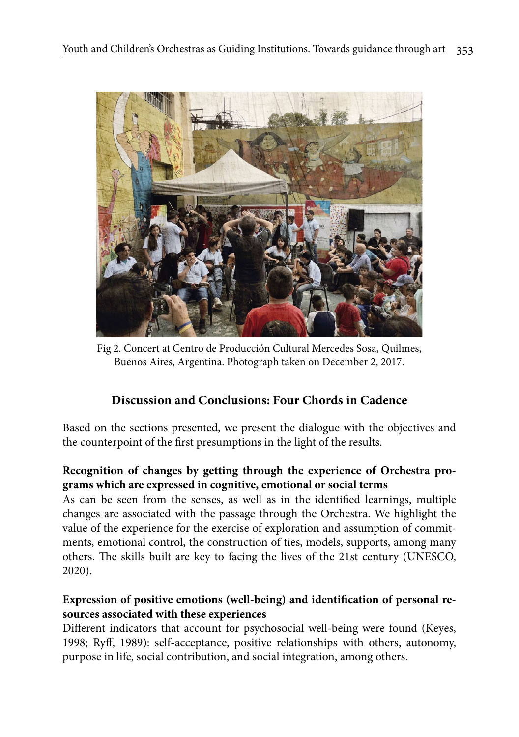Fig 2. Concert at Centro de Producción Cultural Mercedes Sosa, Quilmes, Buenos Aires, Argentina. Photograph taken on December 2, 2017.

## Discussion and Conclusions: Four Chords in Cadence

Based on the sections presented, we present the dialogue with the objectives and the counterpoint of the first presumptions in the light of the results.

**Recognition of changes by getting through the experience of Orchestra programs which are expressed in cognitive, emotional or social terms**

As can be seen from the senses, as well as in the identified learnings, multiple changes are associated with the passage through the Orchestra. We highlight the value of the experience for the exercise of exploration and assumption of commitments, emotional control, the construction of ties, models, supports, among many others. The skills built are key to facing the lives of the 21st century (UNESCO, 2020).

**Expression of positive emotions (well-being) and identification of personal resources associated with these experiences**

Different indicators that account for psychosocial well-being were found (Keyes, 1998; Ryff, 1989): self-acceptance, positive relationships with others, autonomy, purpose in life, social contribution, and social integration, among others.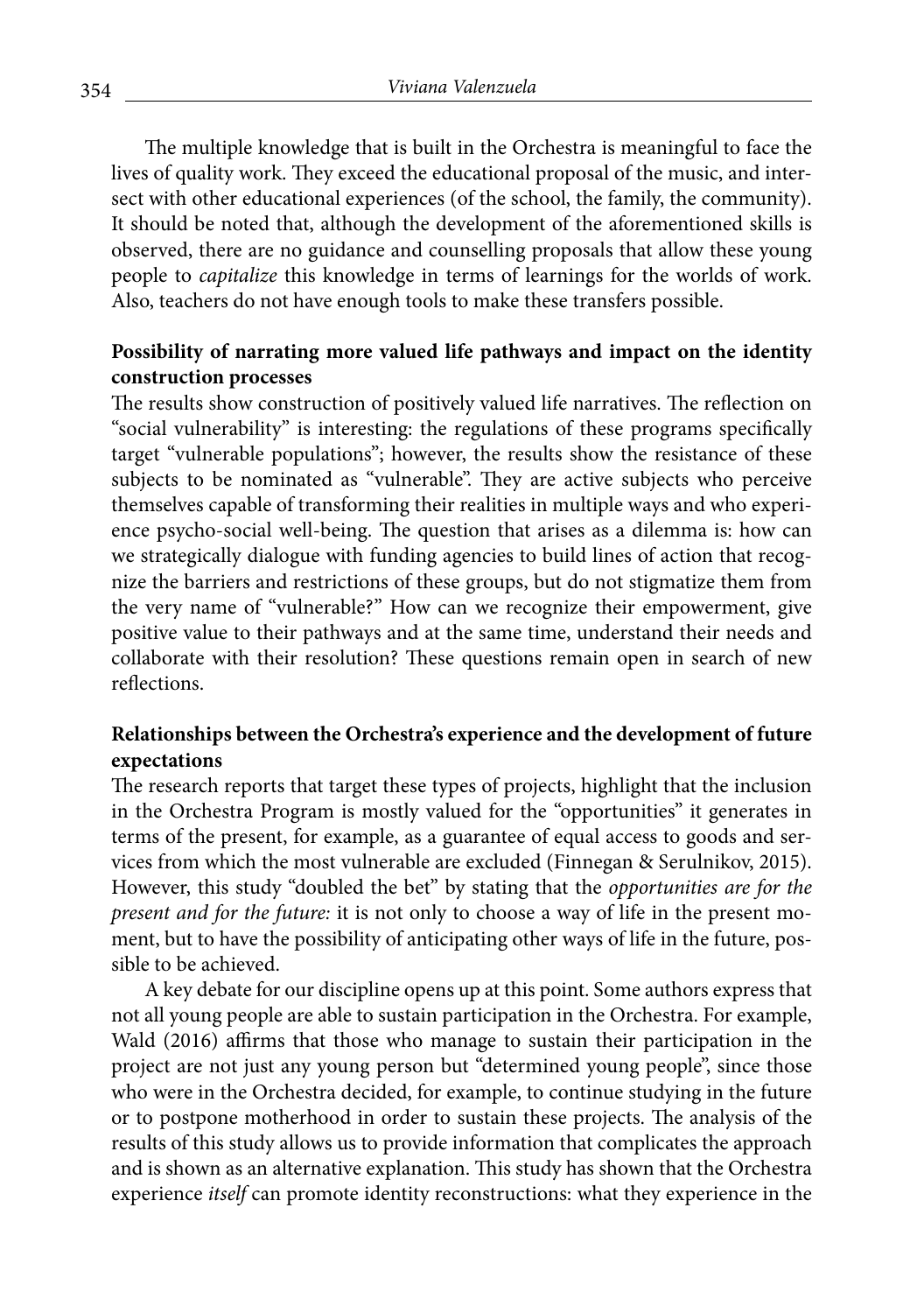The multiple knowledge that is built in the Orchestra is meaningful to face the lives of quality work. They exceed the educational proposal of the music, and intersect with other educational experiences (of the school, the family, the community). It should be noted that, although the development of the aforementioned skills is observed, there are no guidance and counselling proposals that allow these young people to *capitalize* this knowledge in terms of learnings for the worlds of work. Also, teachers do not have enough tools to make these transfers possible.

**Possibility of narrating more valued life pathways and impact on the identity construction processes**

The results show construction of positively valued life narratives. The reflection on "social vulnerability" is interesting: the regulations of these programs specifically target "vulnerable populations"; however, the results show the resistance of these subjects to be nominated as "vulnerable". They are active subjects who perceive themselves capable of transforming their realities in multiple ways and who experience psycho-social well-being. The question that arises as a dilemma is: how can we strategically dialogue with funding agencies to build lines of action that recognize the barriers and restrictions of these groups, but do not stigmatize them from the very name of "vulnerable?" How can we recognize their empowerment, give positive value to their pathways and at the same time, understand their needs and collaborate with their resolution? These questions remain open in search of new reflections.

**Relationships between the Orchestra's experience and the development of future expectations**

The research reports that target these types of projects, highlight that the inclusion in the Orchestra Program is mostly valued for the "opportunities" it generates in terms of the present, for example, as a guarantee of equal access to goods and services from which the most vulnerable are excluded (Finnegan & Serulnikov, 2015). However, this study "doubled the bet" by stating that the *opportunities are for the present and for the future:* it is not only to choose a way of life in the present moment, but to have the possibility of anticipating other ways of life in the future, possible to be achieved.

A key debate for our discipline opens up at this point. Some authors express that not all young people are able to sustain participation in the Orchestra. For example, Wald (2016) affirms that those who manage to sustain their participation in the project are not just any young person but "determined young people", since those who were in the Orchestra decided, for example, to continue studying in the future or to postpone motherhood in order to sustain these projects. The analysis of the results of this study allows us to provide information that complicates the approach and is shown as an alternative explanation. This study has shown that the Orchestra experience *itself* can promote identity reconstructions: what they experience in the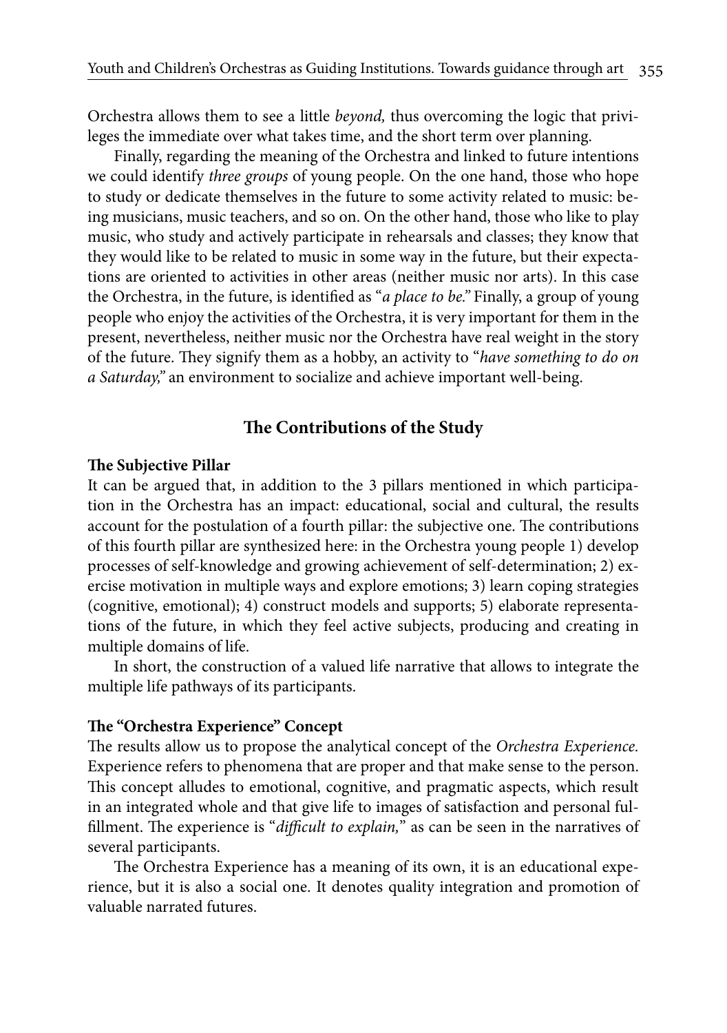Orchestra allows them to see a little *beyond,* thus overcoming the logic that privileges the immediate over what takes time, and the short term over planning.

Finally, regarding the meaning of the Orchestra and linked to future intentions we could identify *three groups* of young people. On the one hand, those who hope to study or dedicate themselves in the future to some activity related to music: being musicians, music teachers, and so on. On the other hand, those who like to play music, who study and actively participate in rehearsals and classes; they know that they would like to be related to music in some way in the future, but their expectations are oriented to activities in other areas (neither music nor arts). In this case the Orchestra, in the future, is identified as "*a place to be.*" Finally, a group of young people who enjoy the activities of the Orchestra, it is very important for them in the present, nevertheless, neither music nor the Orchestra have real weight in the story of the future. They signify them as a hobby, an activity to "*have something to do on a Saturday,*" an environment to socialize and achieve important well-being.

## The Contributions of the Study

### The Subjective Pillar

It can be argued that, in addition to the 3 pillars mentioned in which participation in the Orchestra has an impact: educational, social and cultural, the results account for the postulation of a fourth pillar: the subjective one. The contributions of this fourth pillar are synthesized here: in the Orchestra young people 1) develop processes of self-knowledge and growing achievement of self-determination; 2) exercise motivation in multiple ways and explore emotions; 3) learn coping strategies (cognitive, emotional); 4) construct models and supports; 5) elaborate representations of the future, in which they feel active subjects, producing and creating in multiple domains of life.

In short, the construction of a valued life narrative that allows to integrate the multiple life pathways of its participants.

### The "Orchestra Experience" Concept

The results allow us to propose the analytical concept of the *Orchestra Experience.* Experience refers to phenomena that are proper and that make sense to the person. This concept alludes to emotional, cognitive, and pragmatic aspects, which result in an integrated whole and that give life to images of satisfaction and personal fulfillment. The experience is "*difficult to explain,*" as can be seen in the narratives of several participants.

The Orchestra Experience has a meaning of its own, it is an educational experience, but it is also a social one. It denotes quality integration and promotion of valuable narrated futures.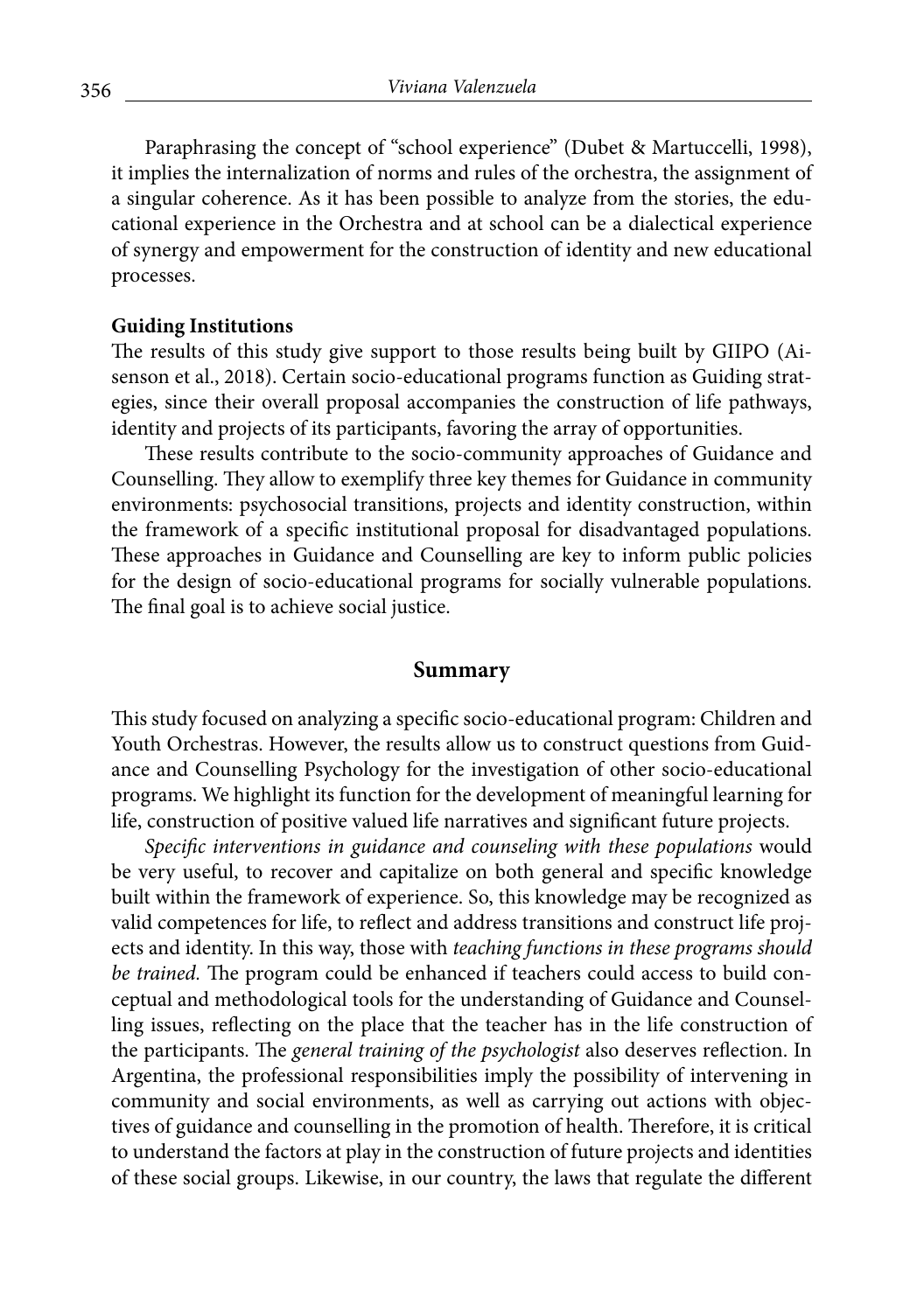Paraphrasing the concept of "school experience" (Dubet & Martuccelli, 1998), it implies the internalization of norms and rules of the orchestra, the assignment of a singular coherence. As it has been possible to analyze from the stories, the educational experience in the Orchestra and at school can be a dialectical experience of synergy and empowerment for the construction of identity and new educational processes.

**Guiding Institutions**

The results of this study give support to those results being built by GIIPO (Aisenson et al., 2018). Certain socio-educational programs function as Guiding strategies, since their overall proposal accompanies the construction of life pathways, identity and projects of its participants, favoring the array of opportunities.

These results contribute to the socio-community approaches of Guidance and Counselling. They allow to exemplify three key themes for Guidance in community environments: psychosocial transitions, projects and identity construction, within the framework of a specific institutional proposal for disadvantaged populations. These approaches in Guidance and Counselling are key to inform public policies for the design of socio-educational programs for socially vulnerable populations. The final goal is to achieve social justice.

## Summary

This study focused on analyzing a specific socio-educational program: Children and Youth Orchestras. However, the results allow us to construct questions from Guidance and Counselling Psychology for the investigation of other socio-educational programs. We highlight its function for the development of meaningful learning for life, construction of positive valued life narratives and significant future projects.

*Specific interventions in guidance and counseling with these populations* would be very useful, to recover and capitalize on both general and specific knowledge built within the framework of experience. So, this knowledge may be recognized as valid competences for life, to reflect and address transitions and construct life projects and identity. In this way, those with *teaching functions in these programs should be trained.* The program could be enhanced if teachers could access to build conceptual and methodological tools for the understanding of Guidance and Counselling issues, reflecting on the place that the teacher has in the life construction of the participants. The *general training of the psychologist* also deserves reflection. In Argentina, the professional responsibilities imply the possibility of intervening in community and social environments, as well as carrying out actions with objectives of guidance and counselling in the promotion of health. Therefore, it is critical to understand the factors at play in the construction of future projects and identities of these social groups. Likewise, in our country, the laws that regulate the different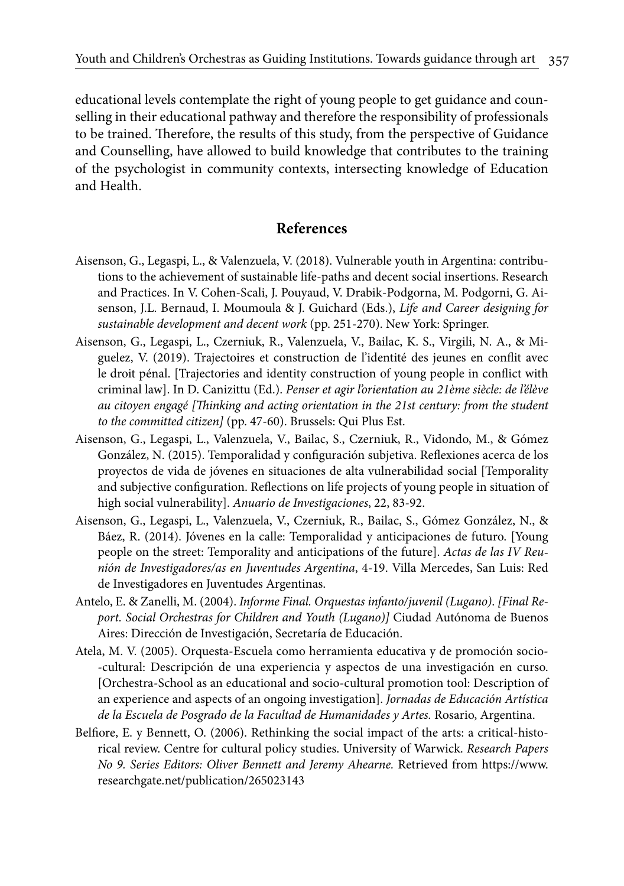educational levels contemplate the right of young people to get guidance and counselling in their educational pathway and therefore the responsibility of professionals to be trained. Therefore, the results of this study, from the perspective of Guidance and Counselling, have allowed to build knowledge that contributes to the training of the psychologist in community contexts, intersecting knowledge of Education and Health.

## References

Aisenson, G., Legaspi, L., & Valenzuela, V. (2018). Vulnerable youth in Argentina: contributions to the achievement of sustainable life-paths and decent social insertions. Research and Practices. In V. Cohen-Scali, J. Pouyaud, V. Drabik-Podgorna, M. Podgorni, G. Aisenson, J.L. Bernaud, I. Moumoula & J. Guichard (Eds.), *Life and Career designing for sustainable development and decent work* (pp. 251-270). New York: Springer.

Aisenson, G., Legaspi, L., Czerniuk, R., Valenzuela, V., Bailac, K. S., Virgili, N. A., & Miguelez, V. (2019). Trajectoires et construction de l'identité des jeunes en conflit avec le droit pénal. [Trajectories and identity construction of young people in conflict with criminal law]. In D. Canizittu (Ed.). *Penser et agir l'orientation au 21ème siècle: de l'élève au citoyen engagé [Thinking and acting orientation in the 21st century: from the student to the committed citizen]* (pp. 47-60). Brussels: Qui Plus Est.

Aisenson, G., Legaspi, L., Valenzuela, V., Bailac, S., Czerniuk, R., Vidondo, M., & Gómez González, N. (2015). Temporalidad y configuración subjetiva. Reflexiones acerca de los proyectos de vida de jóvenes en situaciones de alta vulnerabilidad social [Temporality and subjective configuration. Reflections on life projects of young people in situation of high social vulnerability]. *Anuario de Investigaciones*, 22, 83-92.

Aisenson, G., Legaspi, L., Valenzuela, V., Czerniuk, R., Bailac, S., Gómez González, N., & Báez, R. (2014). Jóvenes en la calle: Temporalidad y anticipaciones de futuro. [Young people on the street: Temporality and anticipations of the future]. *Actas de las IV Reunión de Investigadores/as en Juventudes Argentina*, 4-19. Villa Mercedes, San Luis: Red de Investigadores en Juventudes Argentinas.

Antelo, E. & Zanelli, M. (2004). *Informe Final. Orquestas infanto/juvenil (Lugano). [Final Report. Social Orchestras for Children and Youth (Lugano)]* Ciudad Autónoma de Buenos Aires: Dirección de Investigación, Secretaría de Educación.

Atela, M. V. (2005). Orquesta-Escuela como herramienta educativa y de promoción socio--cultural: Descripción de una experiencia y aspectos de una investigación en curso. [Orchestra-School as an educational and socio-cultural promotion tool: Description of an experience and aspects of an ongoing investigation]. *Jornadas de Educación Artística de la Escuela de Posgrado de la Facultad de Humanidades y Artes.* Rosario, Argentina.

Belfiore, E. y Bennett, O. (2006). Rethinking the social impact of the arts: a critical-historical review. Centre for cultural policy studies. University of Warwick. *Research Papers No 9. Series Editors: Oliver Bennett and Jeremy Ahearne.* Retrieved from https://www.researchgate.net/publication/265023143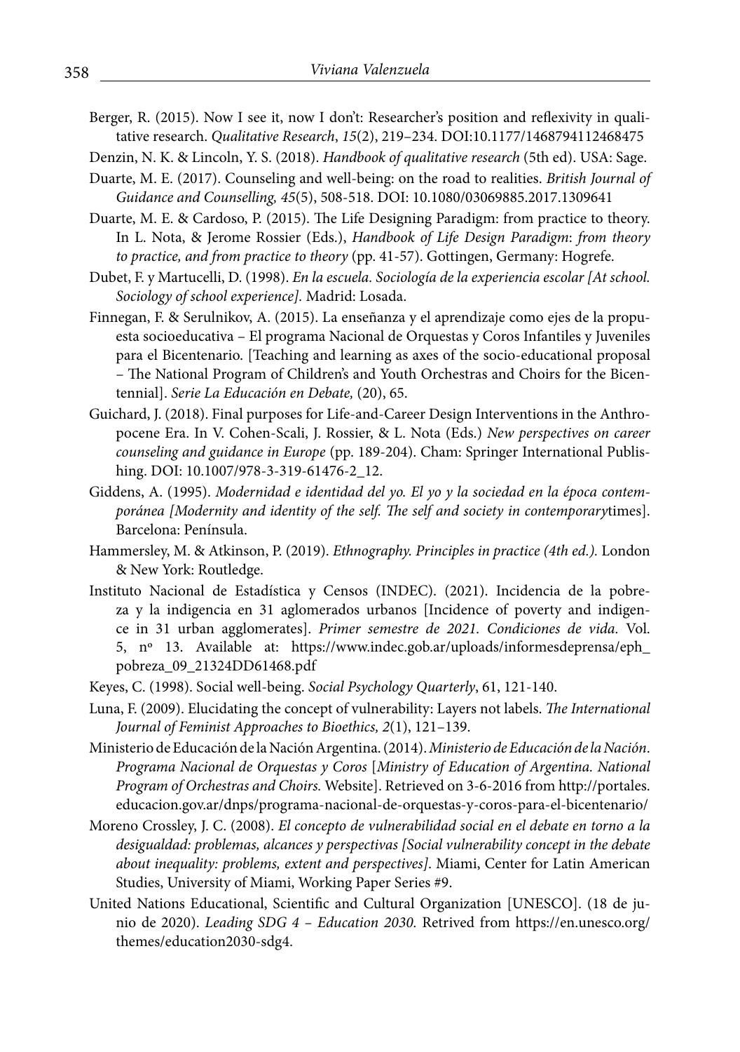Berger, R. (2015). Now I see it, now I don't: Researcher's position and reflexivity in qualitative research. *Qualitative Research*, *15*(2), 219–234. DOI:10.1177/1468794112468475

Denzin, N. K. & Lincoln, Y. S. (2018). *Handbook of qualitative research* (5th ed). USA: Sage.

Duarte, M. E. (2017). Counseling and well-being: on the road to realities. *British Journal of Guidance and Counselling, 45*(5), 508-518. DOI: 10.1080/03069885.2017.1309641

Duarte, M. E. & Cardoso, P. (2015). The Life Designing Paradigm: from practice to theory. In L. Nota, & Jerome Rossier (Eds.), *Handbook of Life Design Paradigm*: *from theory to practice, and from practice to theory* (pp. 41-57). Gottingen, Germany: Hogrefe.

Dubet, F. y Martucelli, D. (1998). *En la escuela. Sociología de la experiencia escolar [At school. Sociology of school experience].* Madrid: Losada.

Finnegan, F. & Serulnikov, A. (2015). La enseñanza y el aprendizaje como ejes de la propuesta socioeducativa – El programa Nacional de Orquestas y Coros Infantiles y Juveniles para el Bicentenario. [Teaching and learning as axes of the socio-educational proposal – The National Program of Children's and Youth Orchestras and Choirs for the Bicentennial]. *Serie La Educación en Debate,* (20), 65.

Guichard, J. (2018). Final purposes for Life-and-Career Design Interventions in the Anthropocene Era. In V. Cohen-Scali, J. Rossier, & L. Nota (Eds.) *New perspectives on career counseling and guidance in Europe* (pp. 189-204). Cham: Springer International Publishing. DOI: 10.1007/978-3-319-61476-2_12.

Giddens, A. (1995). *Modernidad e identidad del yo. El yo y la sociedad en la época contemporánea [Modernity and identity of the self. The self and society in contemporary*times]. Barcelona: Península.

Hammersley, M. & Atkinson, P. (2019). *Ethnography. Principles in practice (4th ed.).* London & New York: Routledge.

Instituto Nacional de Estadística y Censos (INDEC). (2021). Incidencia de la pobreza y la indigencia en 31 aglomerados urbanos [Incidence of poverty and indigence in 31 urban agglomerates]. *Primer semestre de 2021. Condiciones de vida.* Vol. 5, nº 13. Available at: https://www.indec.gob.ar/uploads/informesdeprensa/eph_pobreza_09_21324DD61468.pdf

Keyes, C. (1998). Social well-being. *Social Psychology Quarterly*, 61, 121-140.

Luna, F. (2009). Elucidating the concept of vulnerability: Layers not labels. *The International Journal of Feminist Approaches to Bioethics, 2*(1), 121–139.

Ministerio de Educación de la Nación Argentina. (2014). *Ministerio de Educación de la Nación. Programa Nacional de Orquestas y Coros* [*Ministry of Education of Argentina. National Program of Orchestras and Choirs.* Website]. Retrieved on 3-6-2016 from http://portales.educacion.gov.ar/dnps/programa-nacional-de-orquestas-y-coros-para-el-bicentenario/

Moreno Crossley, J. C. (2008). *El concepto de vulnerabilidad social en el debate en torno a la desigualdad: problemas, alcances y perspectivas [Social vulnerability concept in the debate about inequality: problems, extent and perspectives]*. Miami, Center for Latin American Studies, University of Miami, Working Paper Series #9.

United Nations Educational, Scientific and Cultural Organization [UNESCO]. (18 de junio de 2020). *Leading SDG 4 – Education 2030.* Retrived from https://en.unesco.org/themes/education2030-sdg4.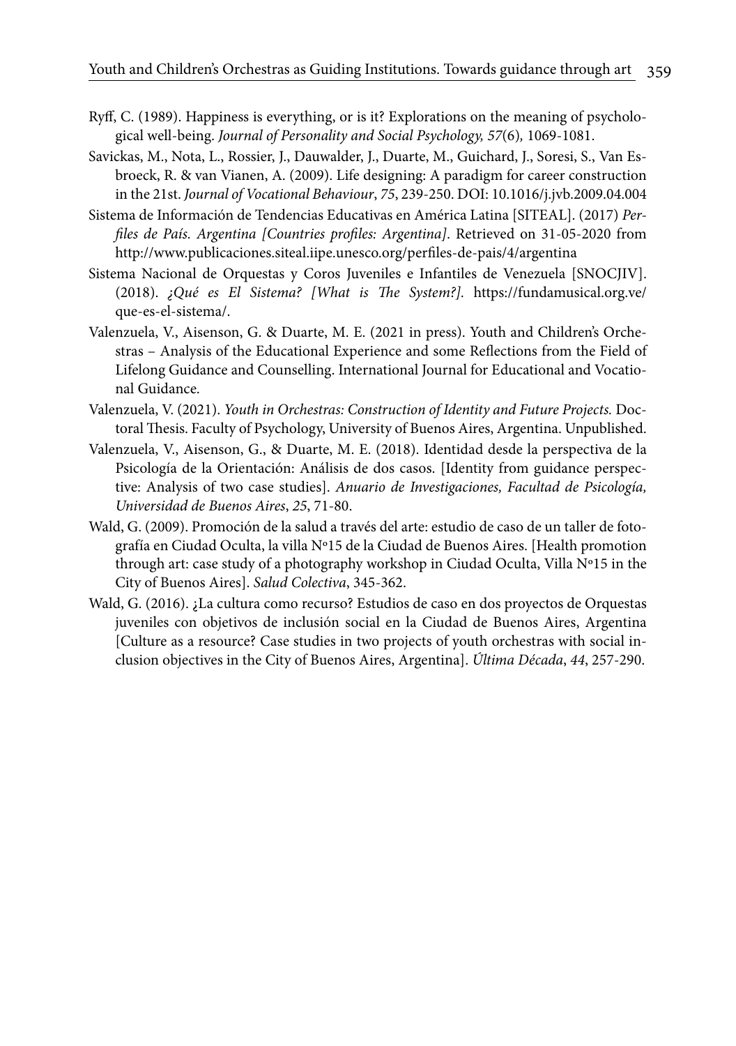Ryff, C. (1989). Happiness is everything, or is it? Explorations on the meaning of psychological well-being. *Journal of Personality and Social Psychology, 57*(6), 1069-1081.

Savickas, M., Nota, L., Rossier, J., Dauwalder, J., Duarte, M., Guichard, J., Soresi, S., Van Esbroeck, R. & van Vianen, A. (2009). Life designing: A paradigm for career construction in the 21st. *Journal of Vocational Behaviour*, *75*, 239-250. DOI: 10.1016/j.jvb.2009.04.004

Sistema de Información de Tendencias Educativas en América Latina [SITEAL]. (2017) *Perfiles de País. Argentina [Countries profiles: Argentina]*. Retrieved on 31-05-2020 from http://www.publicaciones.siteal.iipe.unesco.org/perfiles-de-pais/4/argentina

Sistema Nacional de Orquestas y Coros Juveniles e Infantiles de Venezuela [SNOCJIV]. (2018). *¿Qué es El Sistema? [What is The System?].* https://fundamusical.org.ve/que-es-el-sistema/.

Valenzuela, V., Aisenson, G. & Duarte, M. E. (2021 in press). Youth and Children's Orchestras – Analysis of the Educational Experience and some Reflections from the Field of Lifelong Guidance and Counselling. International Journal for Educational and Vocational Guidance.

Valenzuela, V. (2021). *Youth in Orchestras: Construction of Identity and Future Projects.* Doctoral Thesis. Faculty of Psychology, University of Buenos Aires, Argentina. Unpublished.

Valenzuela, V., Aisenson, G., & Duarte, M. E. (2018). Identidad desde la perspectiva de la Psicología de la Orientación: Análisis de dos casos. [Identity from guidance perspective: Analysis of two case studies]. *Anuario de Investigaciones, Facultad de Psicología, Universidad de Buenos Aires*, *25*, 71-80.

Wald, G. (2009). Promoción de la salud a través del arte: estudio de caso de un taller de fotografía en Ciudad Oculta, la villa Nº15 de la Ciudad de Buenos Aires. [Health promotion through art: case study of a photography workshop in Ciudad Oculta, Villa Nº15 in the City of Buenos Aires]. *Salud Colectiva*, 345-362.

Wald, G. (2016). ¿La cultura como recurso? Estudios de caso en dos proyectos de Orquestas juveniles con objetivos de inclusión social en la Ciudad de Buenos Aires, Argentina [Culture as a resource? Case studies in two projects of youth orchestras with social inclusion objectives in the City of Buenos Aires, Argentina]. *Última Década*, *44*, 257-290.